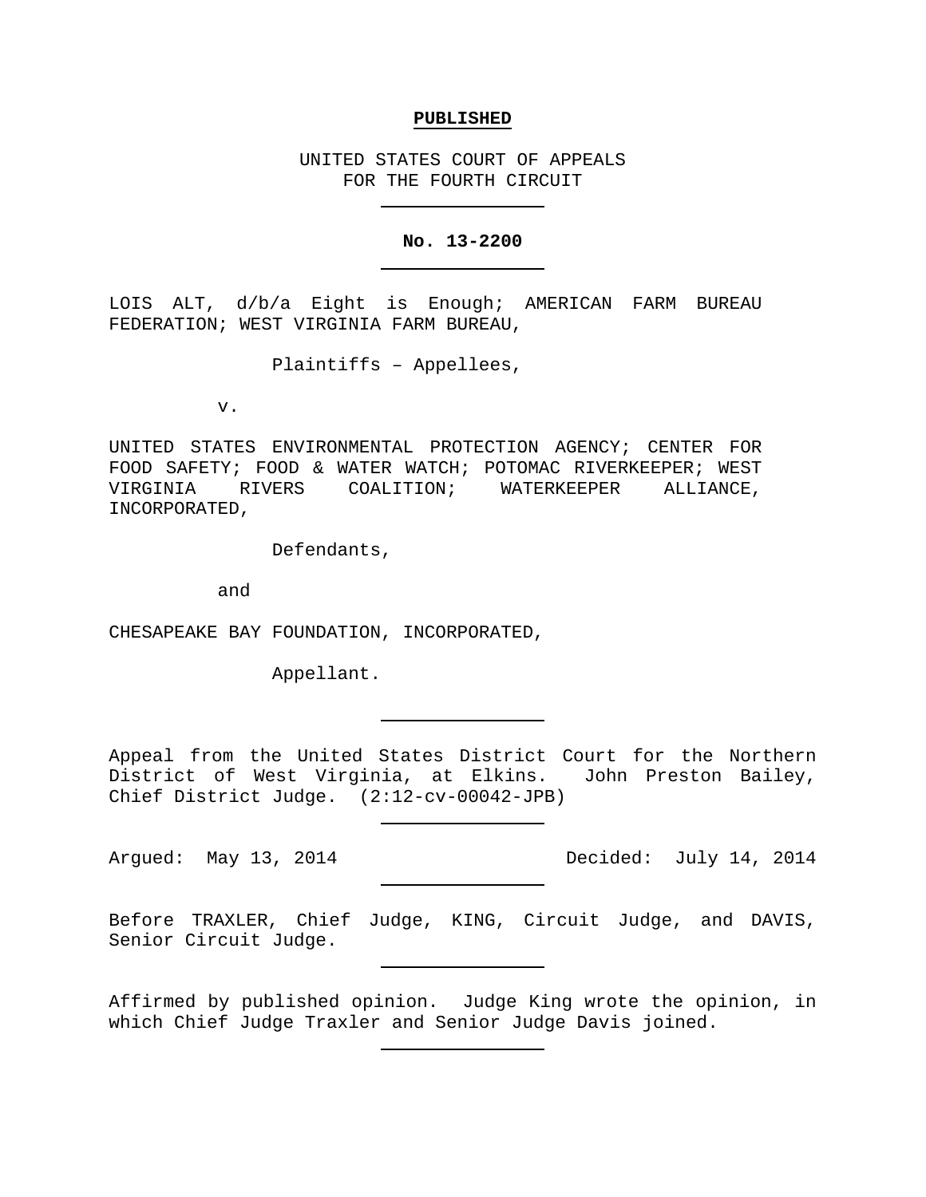**PUBLISHED**

UNITED STATES COURT OF APPEALS
FOR THE FOURTH CIRCUIT

---

**No. 13-2200**

---

LOIS ALT, d/b/a Eight is Enough; AMERICAN FARM BUREAU FEDERATION; WEST VIRGINIA FARM BUREAU,

Plaintiffs – Appellees,

v.

UNITED STATES ENVIRONMENTAL PROTECTION AGENCY; CENTER FOR FOOD SAFETY; FOOD & WATER WATCH; POTOMAC RIVERKEEPER; WEST VIRGINIA RIVERS COALITION; WATERKEEPER ALLIANCE, INCORPORATED,

Defendants,

and

CHESAPEAKE BAY FOUNDATION, INCORPORATED,

Appellant.

---

Appeal from the United States District Court for the Northern District of West Virginia, at Elkins. John Preston Bailey, Chief District Judge. (2:12-cv-00042-JPB)

---

Argued: May 13, 2014 Decided: July 14, 2014

---

Before TRAXLER, Chief Judge, KING, Circuit Judge, and DAVIS, Senior Circuit Judge.

---

Affirmed by published opinion. Judge King wrote the opinion, in which Chief Judge Traxler and Senior Judge Davis joined.

---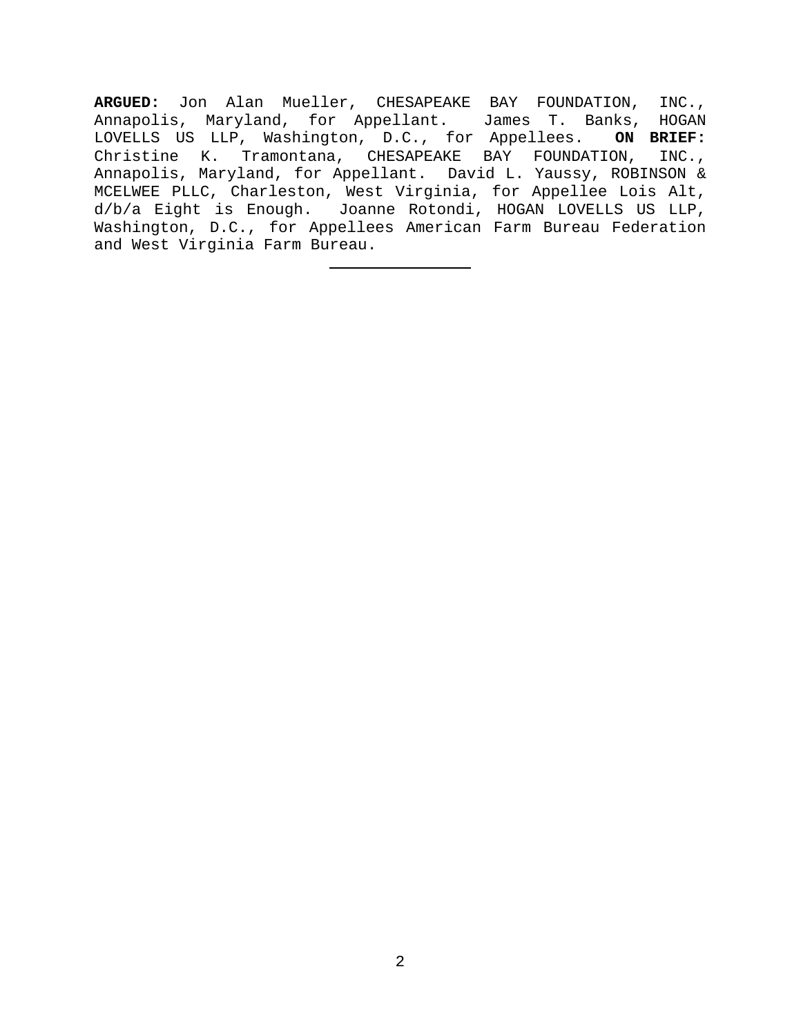**ARGUED:** Jon Alan Mueller, CHESAPEAKE BAY FOUNDATION, INC., Annapolis, Maryland, for Appellant. James T. Banks, HOGAN LOVELLS US LLP, Washington, D.C., for Appellees. **ON BRIEF:** Christine K. Tramontana, CHESAPEAKE BAY FOUNDATION, INC., Annapolis, Maryland, for Appellant. David L. Yaussy, ROBINSON & MCELWEE PLLC, Charleston, West Virginia, for Appellee Lois Alt, d/b/a Eight is Enough. Joanne Rotondi, HOGAN LOVELLS US LLP, Washington, D.C., for Appellees American Farm Bureau Federation and West Virginia Farm Bureau.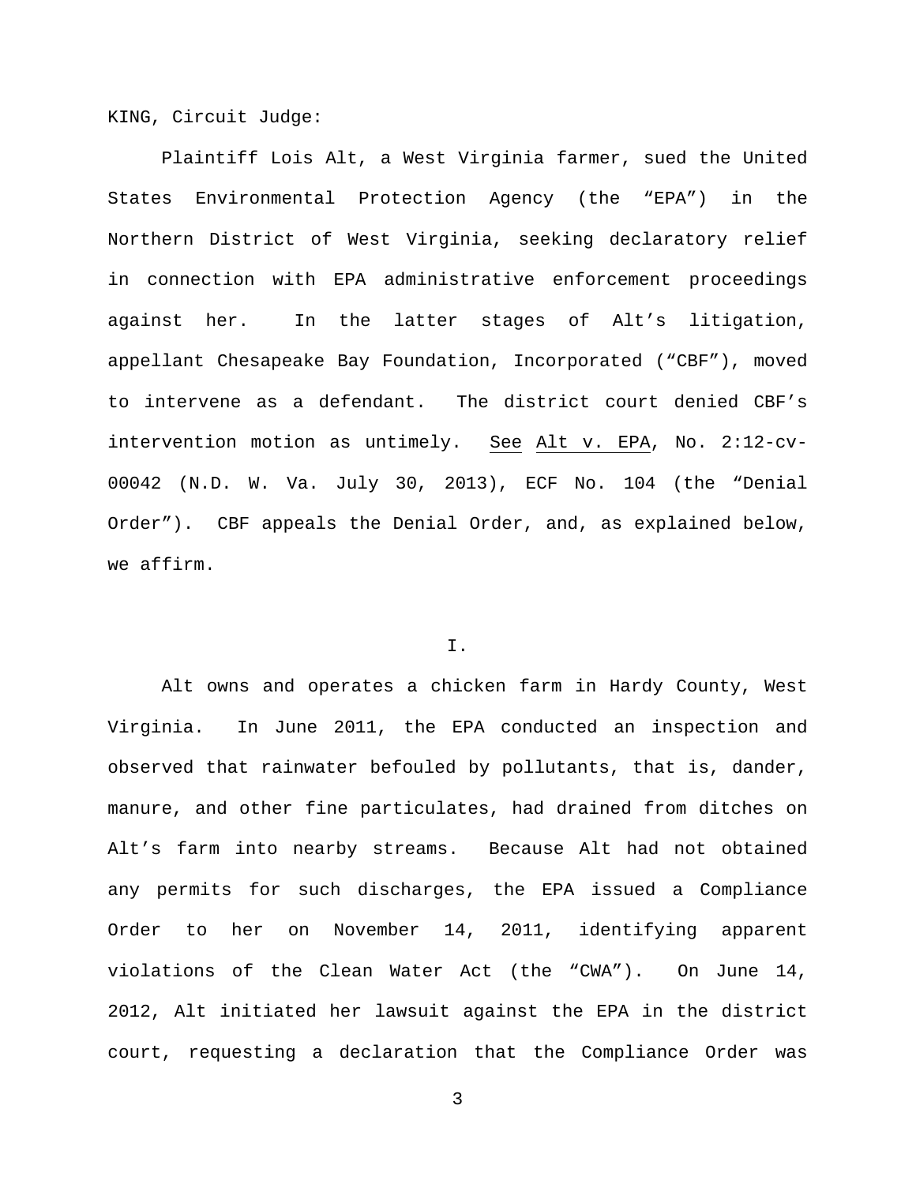KING, Circuit Judge:

Plaintiff Lois Alt, a West Virginia farmer, sued the United States Environmental Protection Agency (the "EPA") in the Northern District of West Virginia, seeking declaratory relief in connection with EPA administrative enforcement proceedings against her. In the latter stages of Alt's litigation, appellant Chesapeake Bay Foundation, Incorporated ("CBF"), moved to intervene as a defendant. The district court denied CBF's intervention motion as untimely. See Alt v. EPA, No. 2:12-cv-00042 (N.D. W. Va. July 30, 2013), ECF No. 104 (the "Denial Order"). CBF appeals the Denial Order, and, as explained below, we affirm.

I.

Alt owns and operates a chicken farm in Hardy County, West Virginia. In June 2011, the EPA conducted an inspection and observed that rainwater befouled by pollutants, that is, dander, manure, and other fine particulates, had drained from ditches on Alt's farm into nearby streams. Because Alt had not obtained any permits for such discharges, the EPA issued a Compliance Order to her on November 14, 2011, identifying apparent violations of the Clean Water Act (the "CWA"). On June 14, 2012, Alt initiated her lawsuit against the EPA in the district court, requesting a declaration that the Compliance Order was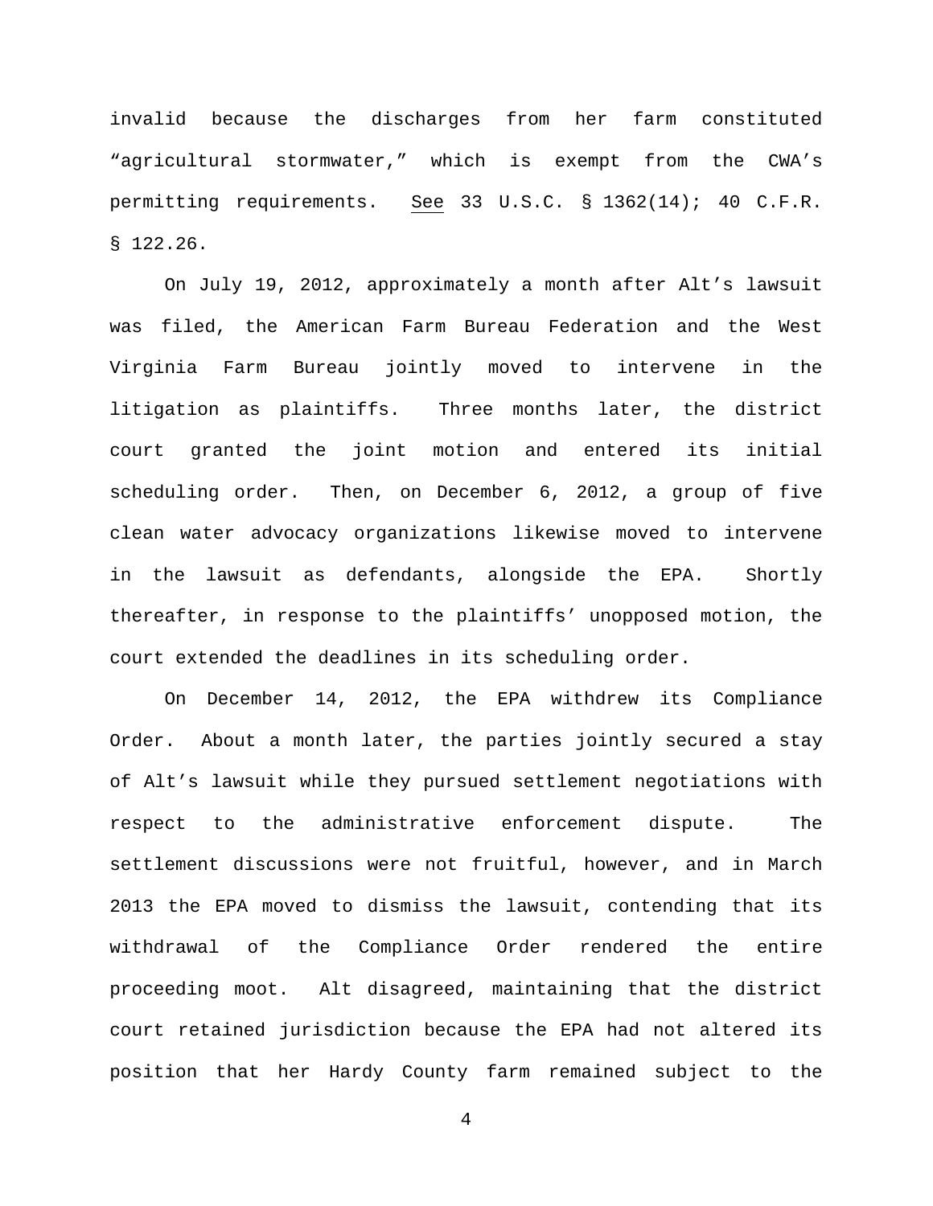invalid because the discharges from her farm constituted "agricultural stormwater," which is exempt from the CWA's permitting requirements. See 33 U.S.C. § 1362(14); 40 C.F.R. § 122.26.

On July 19, 2012, approximately a month after Alt's lawsuit was filed, the American Farm Bureau Federation and the West Virginia Farm Bureau jointly moved to intervene in the litigation as plaintiffs. Three months later, the district court granted the joint motion and entered its initial scheduling order. Then, on December 6, 2012, a group of five clean water advocacy organizations likewise moved to intervene in the lawsuit as defendants, alongside the EPA. Shortly thereafter, in response to the plaintiffs' unopposed motion, the court extended the deadlines in its scheduling order.

On December 14, 2012, the EPA withdrew its Compliance Order. About a month later, the parties jointly secured a stay of Alt's lawsuit while they pursued settlement negotiations with respect to the administrative enforcement dispute. The settlement discussions were not fruitful, however, and in March 2013 the EPA moved to dismiss the lawsuit, contending that its withdrawal of the Compliance Order rendered the entire proceeding moot. Alt disagreed, maintaining that the district court retained jurisdiction because the EPA had not altered its position that her Hardy County farm remained subject to the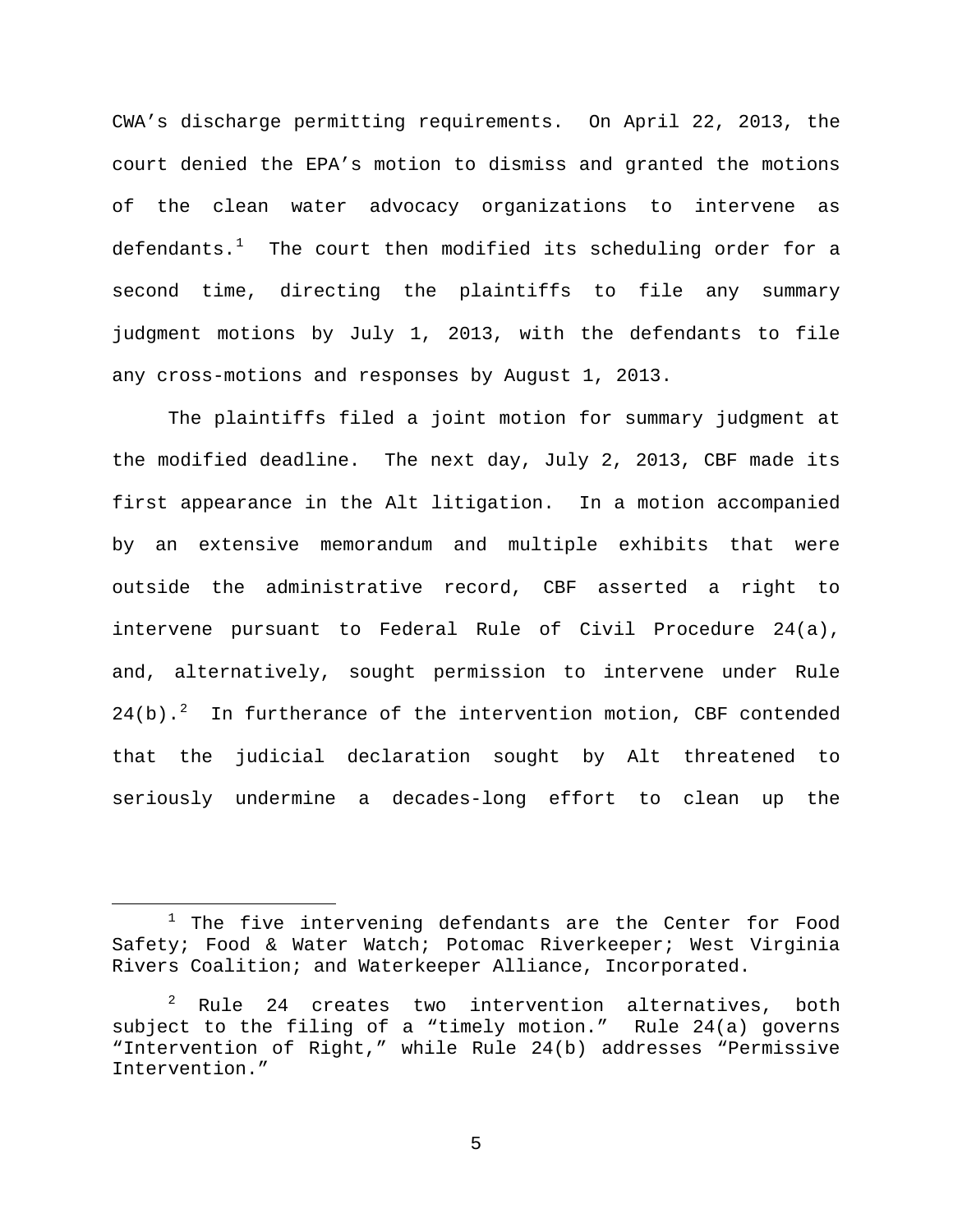CWA's discharge permitting requirements. On April 22, 2013, the court denied the EPA's motion to dismiss and granted the motions of the clean water advocacy organizations to intervene as defendants.[1] The court then modified its scheduling order for a second time, directing the plaintiffs to file any summary judgment motions by July 1, 2013, with the defendants to file any cross-motions and responses by August 1, 2013.

The plaintiffs filed a joint motion for summary judgment at the modified deadline. The next day, July 2, 2013, CBF made its first appearance in the Alt litigation. In a motion accompanied by an extensive memorandum and multiple exhibits that were outside the administrative record, CBF asserted a right to intervene pursuant to Federal Rule of Civil Procedure 24(a), and, alternatively, sought permission to intervene under Rule 24(b).[2] In furtherance of the intervention motion, CBF contended that the judicial declaration sought by Alt threatened to seriously undermine a decades-long effort to clean up the

---

[1] The five intervening defendants are the Center for Food Safety; Food & Water Watch; Potomac Riverkeeper; West Virginia Rivers Coalition; and Waterkeeper Alliance, Incorporated.

[2] Rule 24 creates two intervention alternatives, both subject to the filing of a "timely motion." Rule 24(a) governs "Intervention of Right," while Rule 24(b) addresses "Permissive Intervention."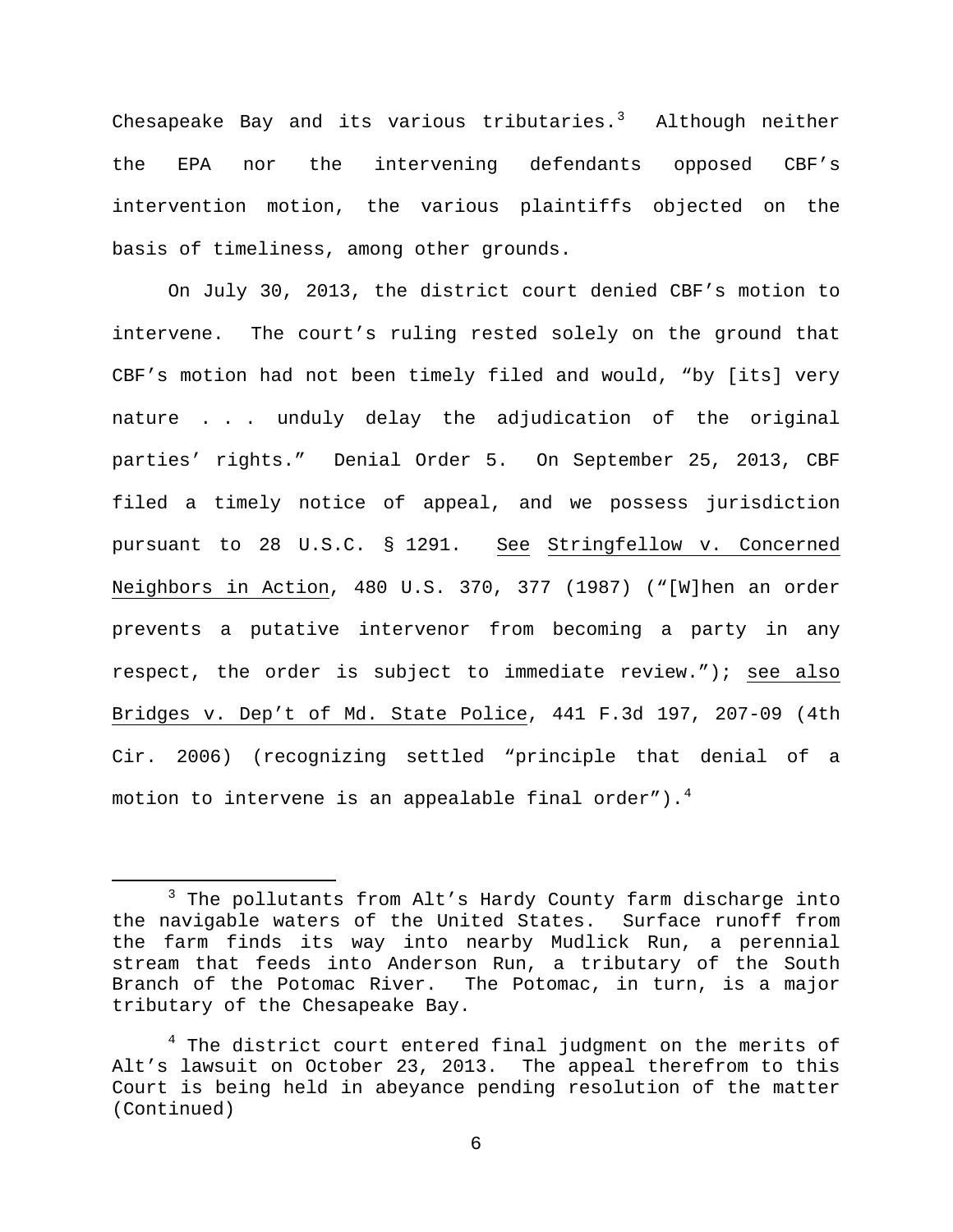Chesapeake Bay and its various tributaries.[3] Although neither the EPA nor the intervening defendants opposed CBF's intervention motion, the various plaintiffs objected on the basis of timeliness, among other grounds.

On July 30, 2013, the district court denied CBF's motion to intervene. The court's ruling rested solely on the ground that CBF's motion had not been timely filed and would, "by [its] very nature . . . unduly delay the adjudication of the original parties' rights." Denial Order 5. On September 25, 2013, CBF filed a timely notice of appeal, and we possess jurisdiction pursuant to 28 U.S.C. § 1291. See Stringfellow v. Concerned Neighbors in Action, 480 U.S. 370, 377 (1987) ("[W]hen an order prevents a putative intervenor from becoming a party in any respect, the order is subject to immediate review."); see also Bridges v. Dep't of Md. State Police, 441 F.3d 197, 207-09 (4th Cir. 2006) (recognizing settled "principle that denial of a motion to intervene is an appealable final order").[4]

---

[3] The pollutants from Alt's Hardy County farm discharge into the navigable waters of the United States. Surface runoff from the farm finds its way into nearby Mudlick Run, a perennial stream that feeds into Anderson Run, a tributary of the South Branch of the Potomac River. The Potomac, in turn, is a major tributary of the Chesapeake Bay.

[4] The district court entered final judgment on the merits of Alt's lawsuit on October 23, 2013. The appeal therefrom to this Court is being held in abeyance pending resolution of the matter (Continued)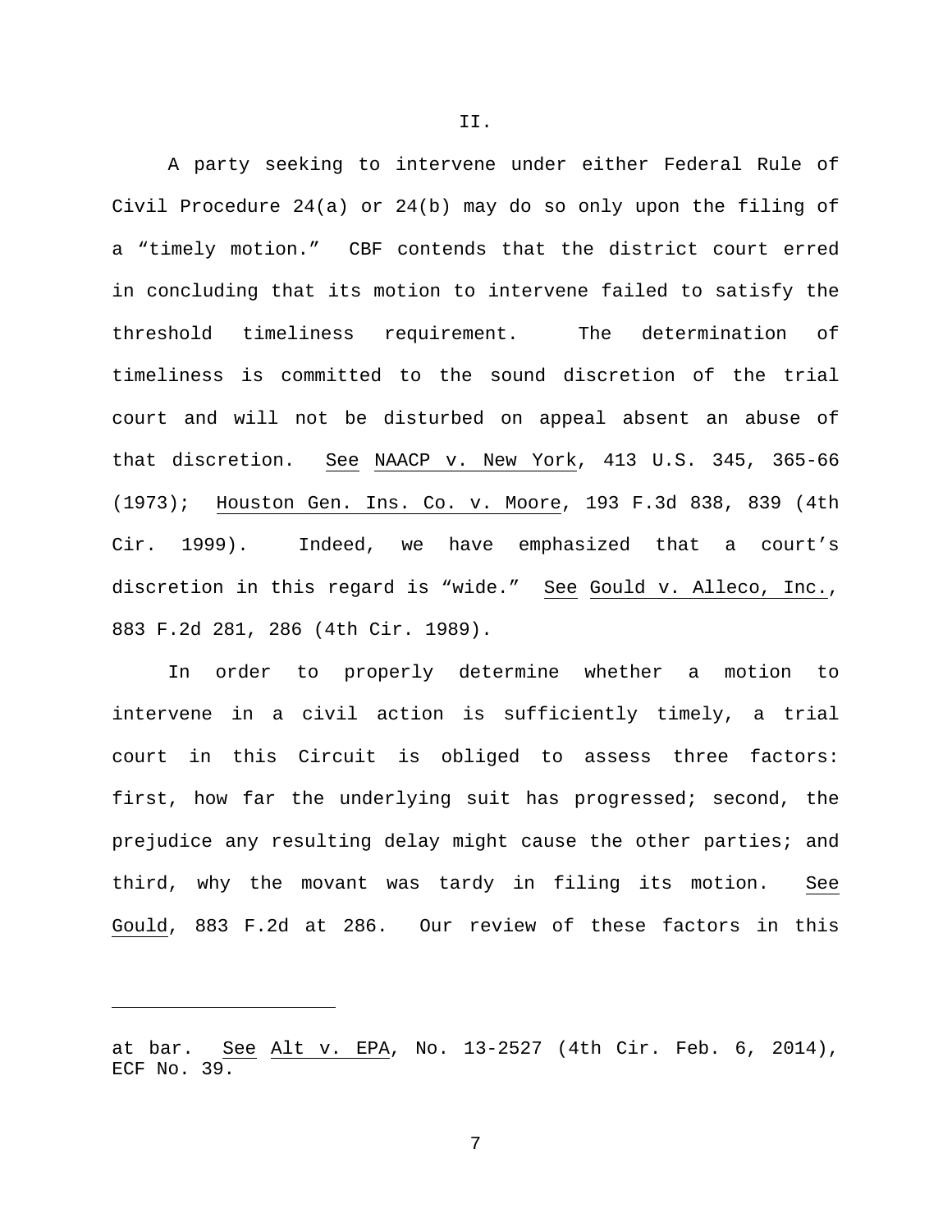II.

A party seeking to intervene under either Federal Rule of Civil Procedure 24(a) or 24(b) may do so only upon the filing of a "timely motion." CBF contends that the district court erred in concluding that its motion to intervene failed to satisfy the threshold timeliness requirement. The determination of timeliness is committed to the sound discretion of the trial court and will not be disturbed on appeal absent an abuse of that discretion. See NAACP v. New York, 413 U.S. 345, 365-66 (1973); Houston Gen. Ins. Co. v. Moore, 193 F.3d 838, 839 (4th Cir. 1999). Indeed, we have emphasized that a court's discretion in this regard is "wide." See Gould v. Alleco, Inc., 883 F.2d 281, 286 (4th Cir. 1989).

In order to properly determine whether a motion to intervene in a civil action is sufficiently timely, a trial court in this Circuit is obliged to assess three factors: first, how far the underlying suit has progressed; second, the prejudice any resulting delay might cause the other parties; and third, why the movant was tardy in filing its motion. See Gould, 883 F.2d at 286. Our review of these factors in this

---

at bar. See Alt v. EPA, No. 13-2527 (4th Cir. Feb. 6, 2014), ECF No. 39.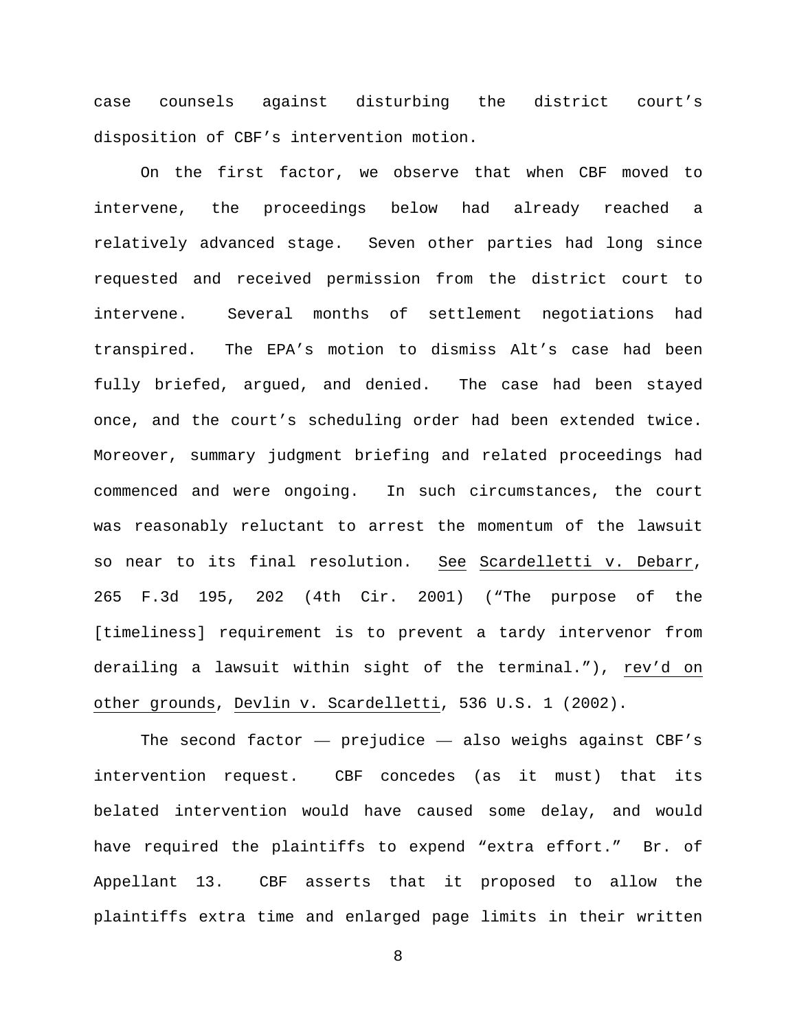case counsels against disturbing the district court's disposition of CBF's intervention motion.

On the first factor, we observe that when CBF moved to intervene, the proceedings below had already reached a relatively advanced stage. Seven other parties had long since requested and received permission from the district court to intervene. Several months of settlement negotiations had transpired. The EPA's motion to dismiss Alt's case had been fully briefed, argued, and denied. The case had been stayed once, and the court's scheduling order had been extended twice. Moreover, summary judgment briefing and related proceedings had commenced and were ongoing. In such circumstances, the court was reasonably reluctant to arrest the momentum of the lawsuit so near to its final resolution. See Scardelletti v. Debarr, 265 F.3d 195, 202 (4th Cir. 2001) ("The purpose of the [timeliness] requirement is to prevent a tardy intervenor from derailing a lawsuit within sight of the terminal."), rev'd on other grounds, Devlin v. Scardelletti, 536 U.S. 1 (2002).

The second factor — prejudice — also weighs against CBF's intervention request. CBF concedes (as it must) that its belated intervention would have caused some delay, and would have required the plaintiffs to expend "extra effort." Br. of Appellant 13. CBF asserts that it proposed to allow the plaintiffs extra time and enlarged page limits in their written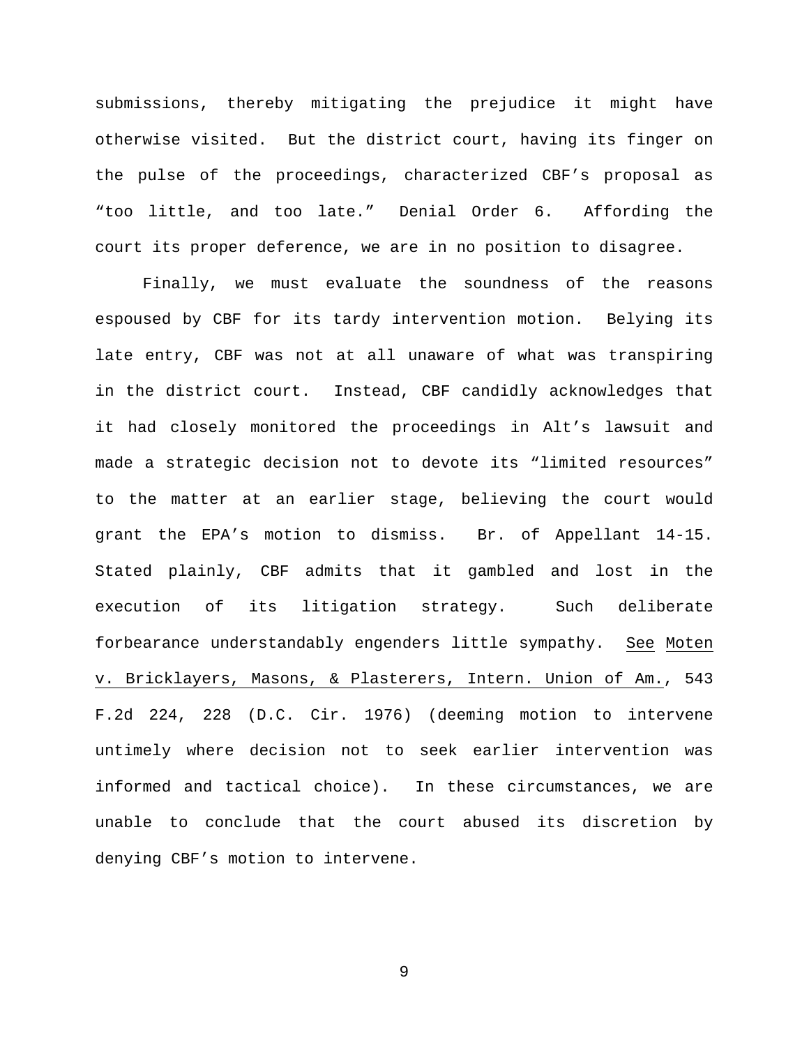submissions, thereby mitigating the prejudice it might have otherwise visited. But the district court, having its finger on the pulse of the proceedings, characterized CBF's proposal as "too little, and too late." Denial Order 6. Affording the court its proper deference, we are in no position to disagree.

Finally, we must evaluate the soundness of the reasons espoused by CBF for its tardy intervention motion. Belying its late entry, CBF was not at all unaware of what was transpiring in the district court. Instead, CBF candidly acknowledges that it had closely monitored the proceedings in Alt's lawsuit and made a strategic decision not to devote its "limited resources" to the matter at an earlier stage, believing the court would grant the EPA's motion to dismiss. Br. of Appellant 14-15. Stated plainly, CBF admits that it gambled and lost in the execution of its litigation strategy. Such deliberate forbearance understandably engenders little sympathy. See Moten v. Bricklayers, Masons, & Plasterers, Intern. Union of Am., 543 F.2d 224, 228 (D.C. Cir. 1976) (deeming motion to intervene untimely where decision not to seek earlier intervention was informed and tactical choice). In these circumstances, we are unable to conclude that the court abused its discretion by denying CBF's motion to intervene.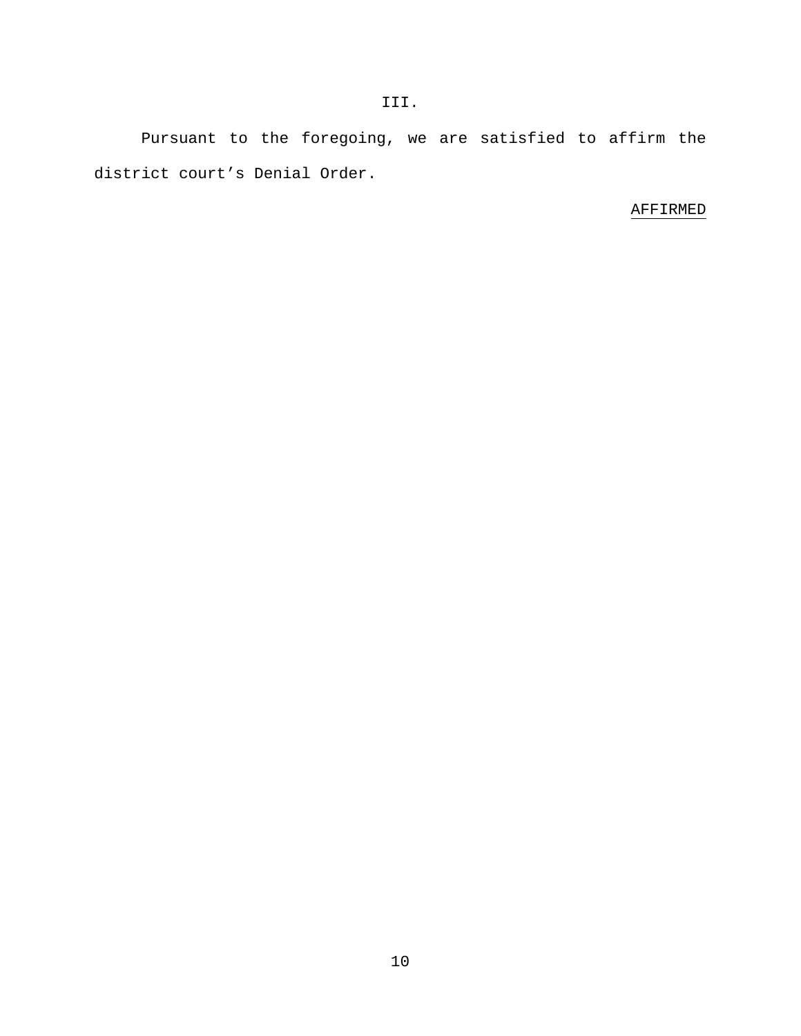## III.

Pursuant to the foregoing, we are satisfied to affirm the district court's Denial Order.

<u>AFFIRMED</u>